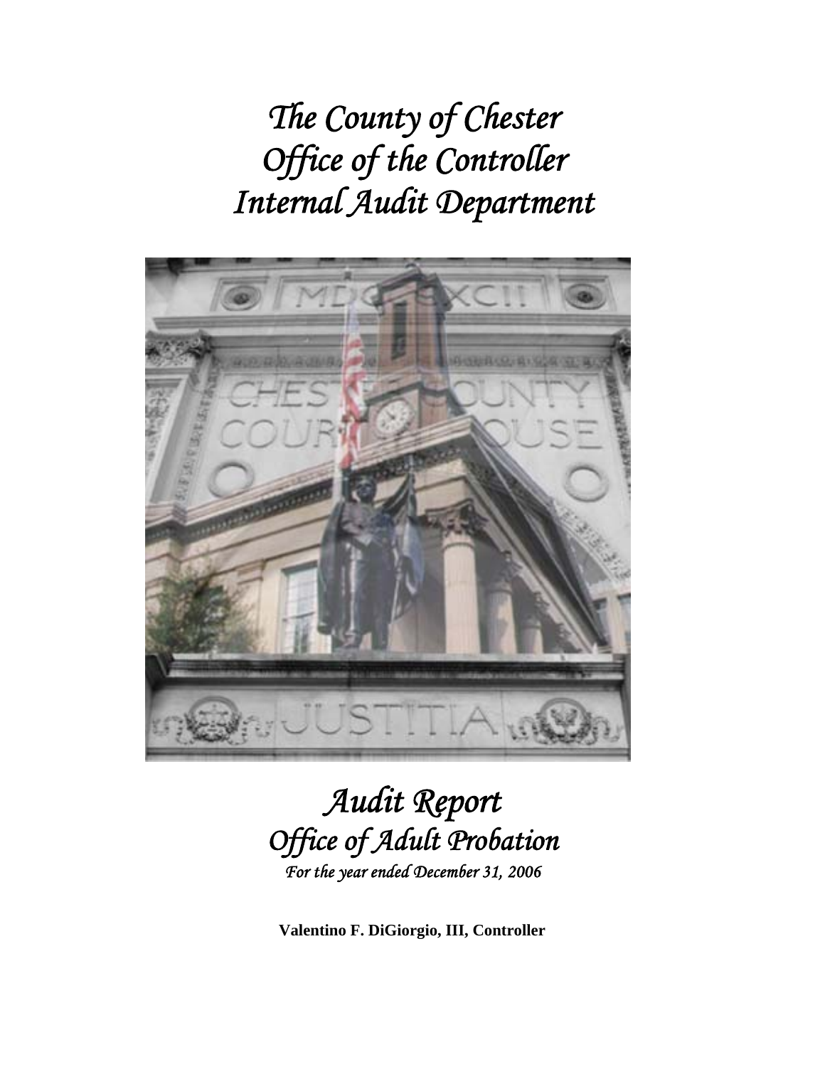# *The County of Chester*
# *Office of the Controller*
# *Internal Audit Department*

# *Audit Report*
## *Office of Adult Probation*
*For the year ended December 31, 2006*

**Valentino F. DiGiorgio, III, Controller**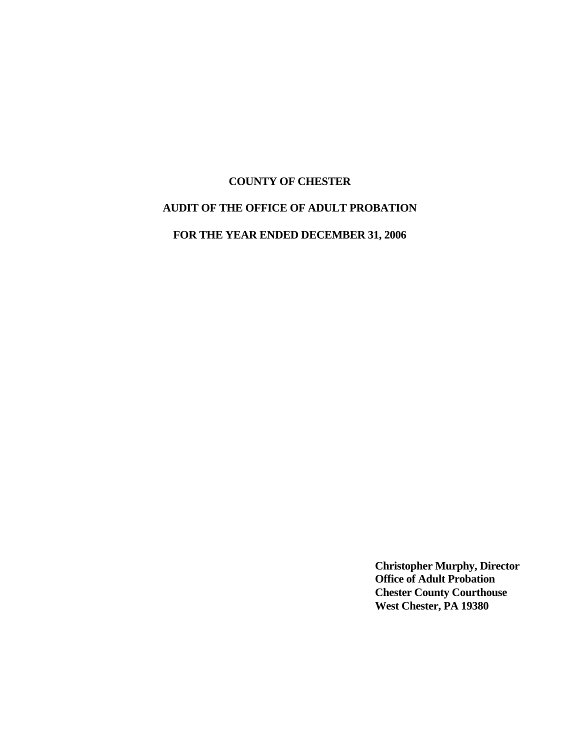**COUNTY OF CHESTER**

**AUDIT OF THE OFFICE OF ADULT PROBATION**

**FOR THE YEAR ENDED DECEMBER 31, 2006**

**Christopher Murphy, Director**
**Office of Adult Probation**
**Chester County Courthouse**
**West Chester, PA 19380**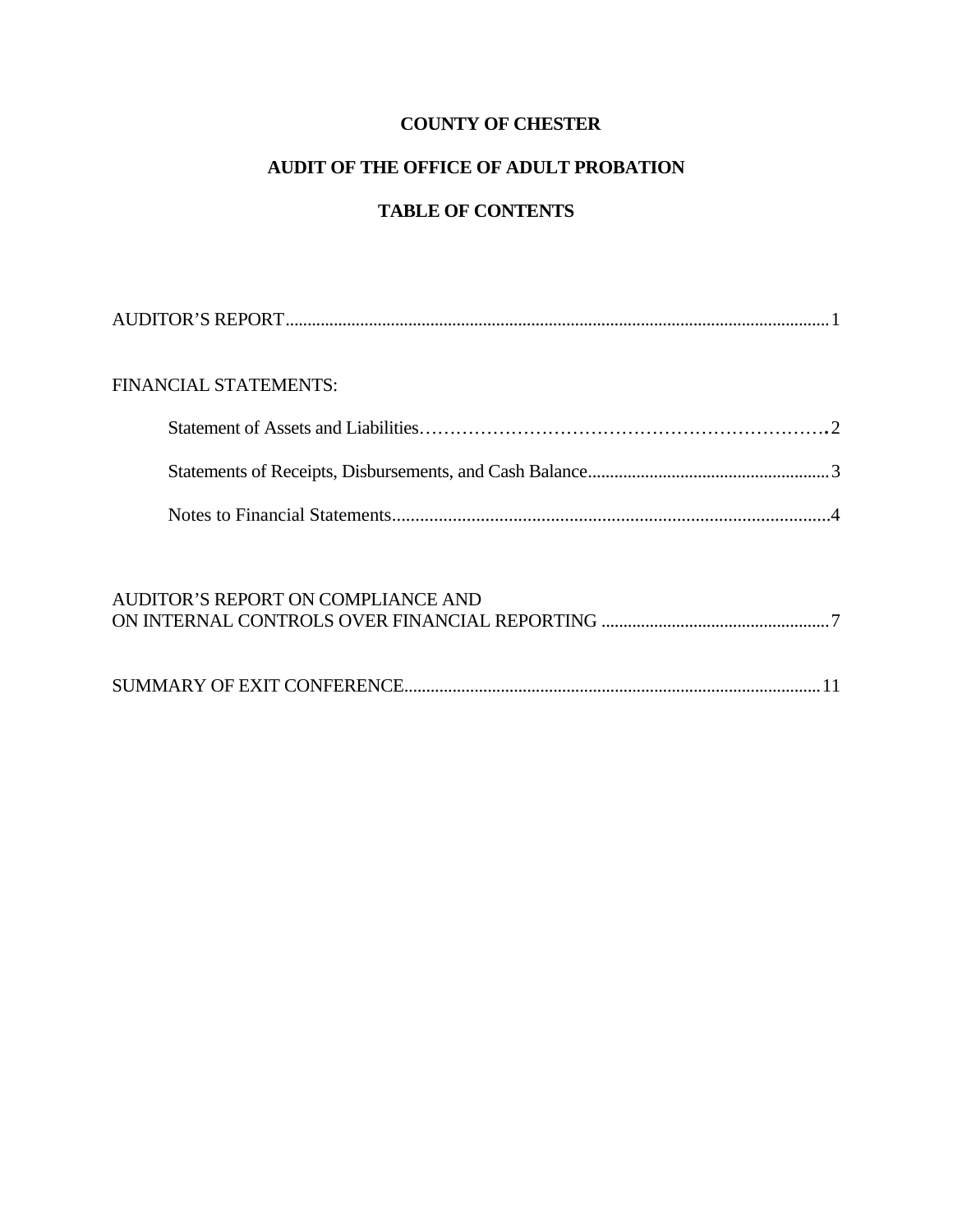# COUNTY OF CHESTER

## AUDIT OF THE OFFICE OF ADULT PROBATION

## TABLE OF CONTENTS

AUDITOR'S REPORT ........................................................................................................................ 1

FINANCIAL STATEMENTS:

- Statement of Assets and Liabilities ............................................................ 2
- Statements of Receipts, Disbursements, and Cash Balance ........................................ 3
- Notes to Financial Statements ........................................................................................ 4

AUDITOR'S REPORT ON COMPLIANCE AND ON INTERNAL CONTROLS OVER FINANCIAL REPORTING ............................................. 7

SUMMARY OF EXIT CONFERENCE ................................................................................ 11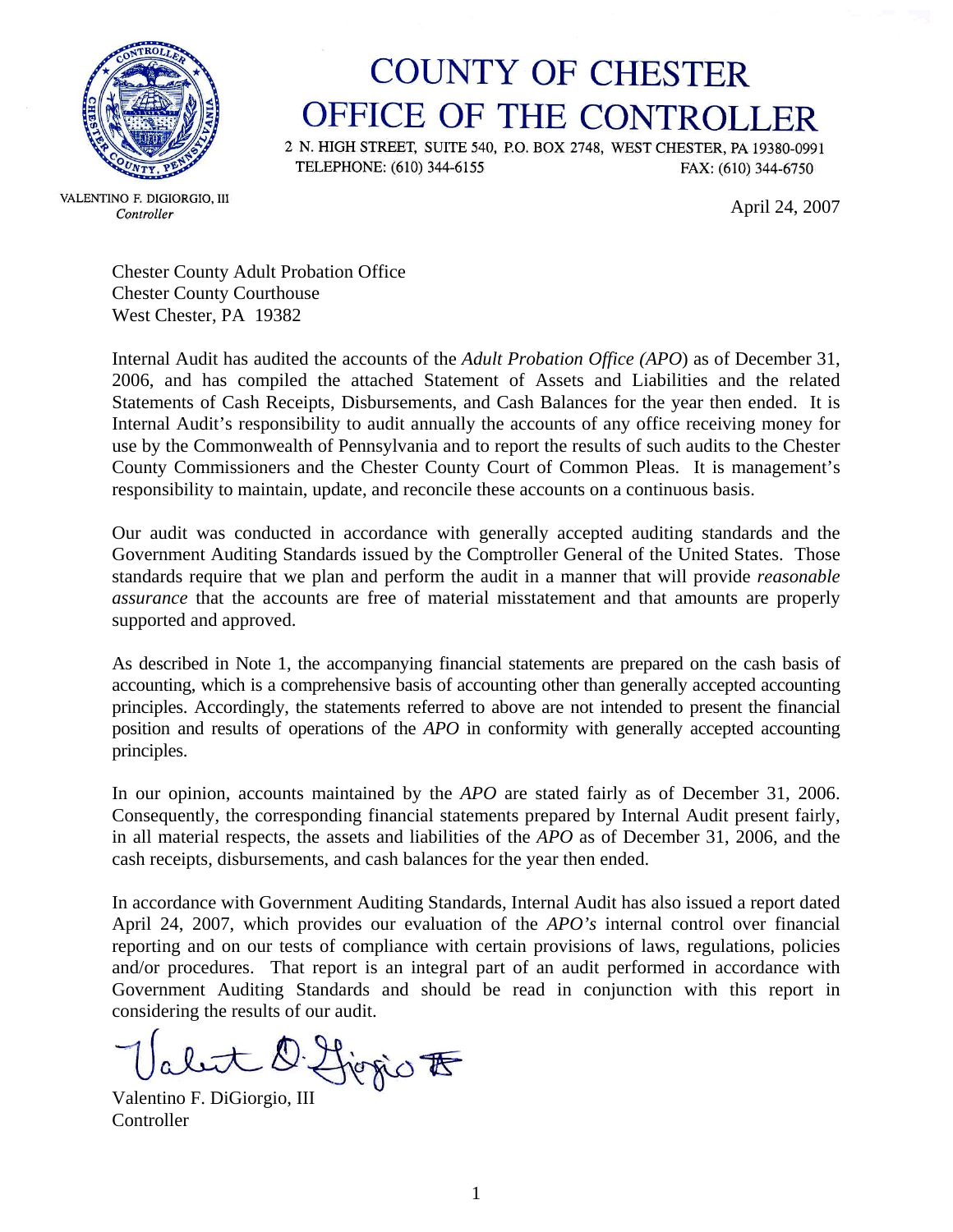# COUNTY OF CHESTER
# OFFICE OF THE CONTROLLER

2 N. HIGH STREET, SUITE 540, P.O. BOX 2748, WEST CHESTER, PA 19380-0991
TELEPHONE: (610) 344-6155 FAX: (610) 344-6750

VALENTINO F. DIGIORGIO, III
*Controller*

April 24, 2007

Chester County Adult Probation Office
Chester County Courthouse
West Chester, PA 19382

Internal Audit has audited the accounts of the *Adult Probation Office (APO*) as of December 31, 2006, and has compiled the attached Statement of Assets and Liabilities and the related Statements of Cash Receipts, Disbursements, and Cash Balances for the year then ended. It is Internal Audit's responsibility to audit annually the accounts of any office receiving money for use by the Commonwealth of Pennsylvania and to report the results of such audits to the Chester County Commissioners and the Chester County Court of Common Pleas. It is management's responsibility to maintain, update, and reconcile these accounts on a continuous basis.

Our audit was conducted in accordance with generally accepted auditing standards and the Government Auditing Standards issued by the Comptroller General of the United States. Those standards require that we plan and perform the audit in a manner that will provide *reasonable assurance* that the accounts are free of material misstatement and that amounts are properly supported and approved.

As described in Note 1, the accompanying financial statements are prepared on the cash basis of accounting, which is a comprehensive basis of accounting other than generally accepted accounting principles. Accordingly, the statements referred to above are not intended to present the financial position and results of operations of the *APO* in conformity with generally accepted accounting principles.

In our opinion, accounts maintained by the *APO* are stated fairly as of December 31, 2006. Consequently, the corresponding financial statements prepared by Internal Audit present fairly, in all material respects, the assets and liabilities of the *APO* as of December 31, 2006, and the cash receipts, disbursements, and cash balances for the year then ended.

In accordance with Government Auditing Standards, Internal Audit has also issued a report dated April 24, 2007, which provides our evaluation of the *APO's* internal control over financial reporting and on our tests of compliance with certain provisions of laws, regulations, policies and/or procedures. That report is an integral part of an audit performed in accordance with Government Auditing Standards and should be read in conjunction with this report in considering the results of our audit.

Valentino F. DiGiorgio, III
Controller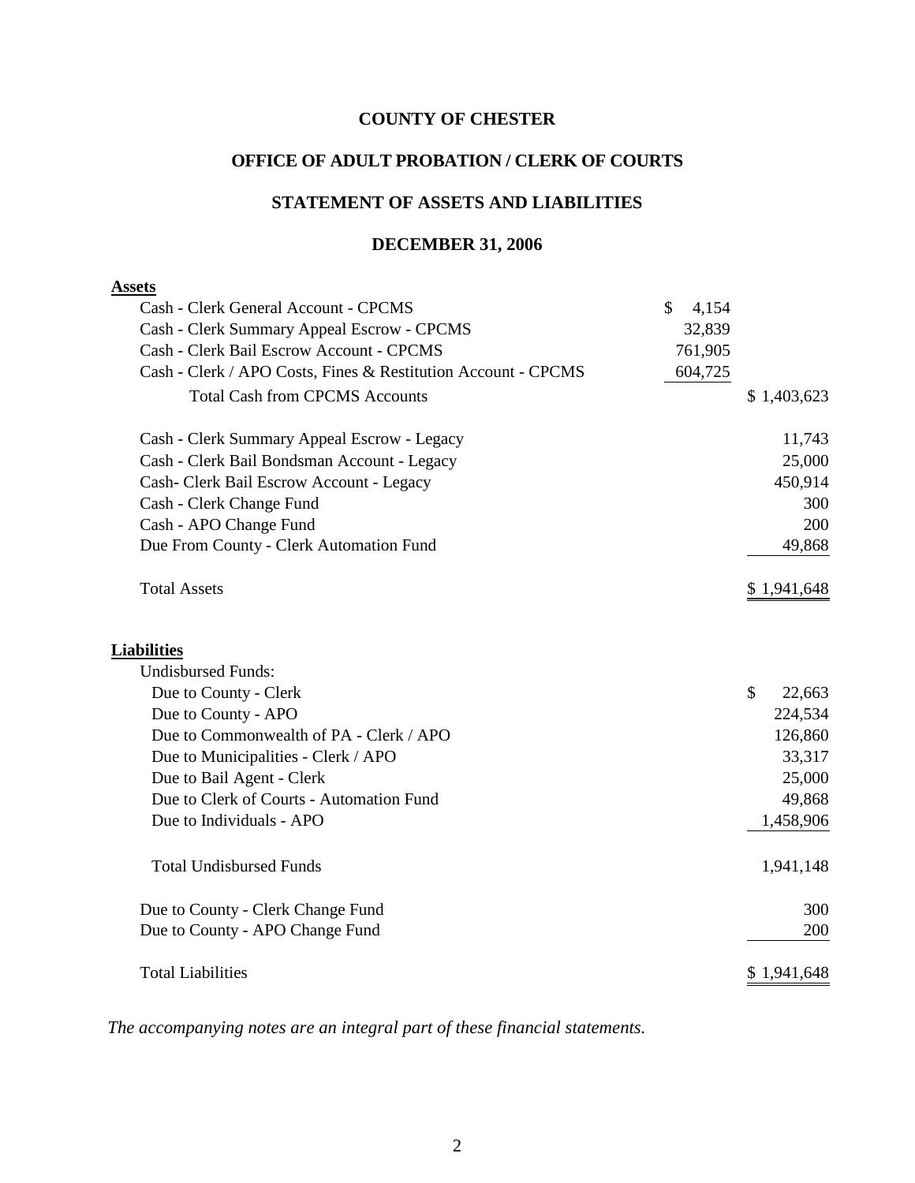# COUNTY OF CHESTER

## OFFICE OF ADULT PROBATION / CLERK OF COURTS

## STATEMENT OF ASSETS AND LIABILITIES

## DECEMBER 31, 2006

| | | |
|---|---|---|
| **Assets** | | |
| Cash - Clerk General Account - CPCMS | $ 4,154 | |
| Cash - Clerk Summary Appeal Escrow - CPCMS | 32,839 | |
| Cash - Clerk Bail Escrow Account - CPCMS | 761,905 | |
| Cash - Clerk / APO Costs, Fines & Restitution Account - CPCMS | 604,725 | |
| Total Cash from CPCMS Accounts | | $ 1,403,623 |
| Cash - Clerk Summary Appeal Escrow - Legacy | | 11,743 |
| Cash - Clerk Bail Bondsman Account - Legacy | | 25,000 |
| Cash- Clerk Bail Escrow Account - Legacy | | 450,914 |
| Cash - Clerk Change Fund | | 300 |
| Cash - APO Change Fund | | 200 |
| Due From County - Clerk Automation Fund | | 49,868 |
| Total Assets | | $ 1,941,648 |
| **Liabilities** | | |
| Undisbursed Funds: | | |
| Due to County - Clerk | | $ 22,663 |
| Due to County - APO | | 224,534 |
| Due to Commonwealth of PA - Clerk / APO | | 126,860 |
| Due to Municipalities - Clerk / APO | | 33,317 |
| Due to Bail Agent - Clerk | | 25,000 |
| Due to Clerk of Courts - Automation Fund | | 49,868 |
| Due to Individuals - APO | | 1,458,906 |
| Total Undisbursed Funds | | 1,941,148 |
| Due to County - Clerk Change Fund | | 300 |
| Due to County - APO Change Fund | | 200 |
| Total Liabilities | | $ 1,941,648 |

*The accompanying notes are an integral part of these financial statements.*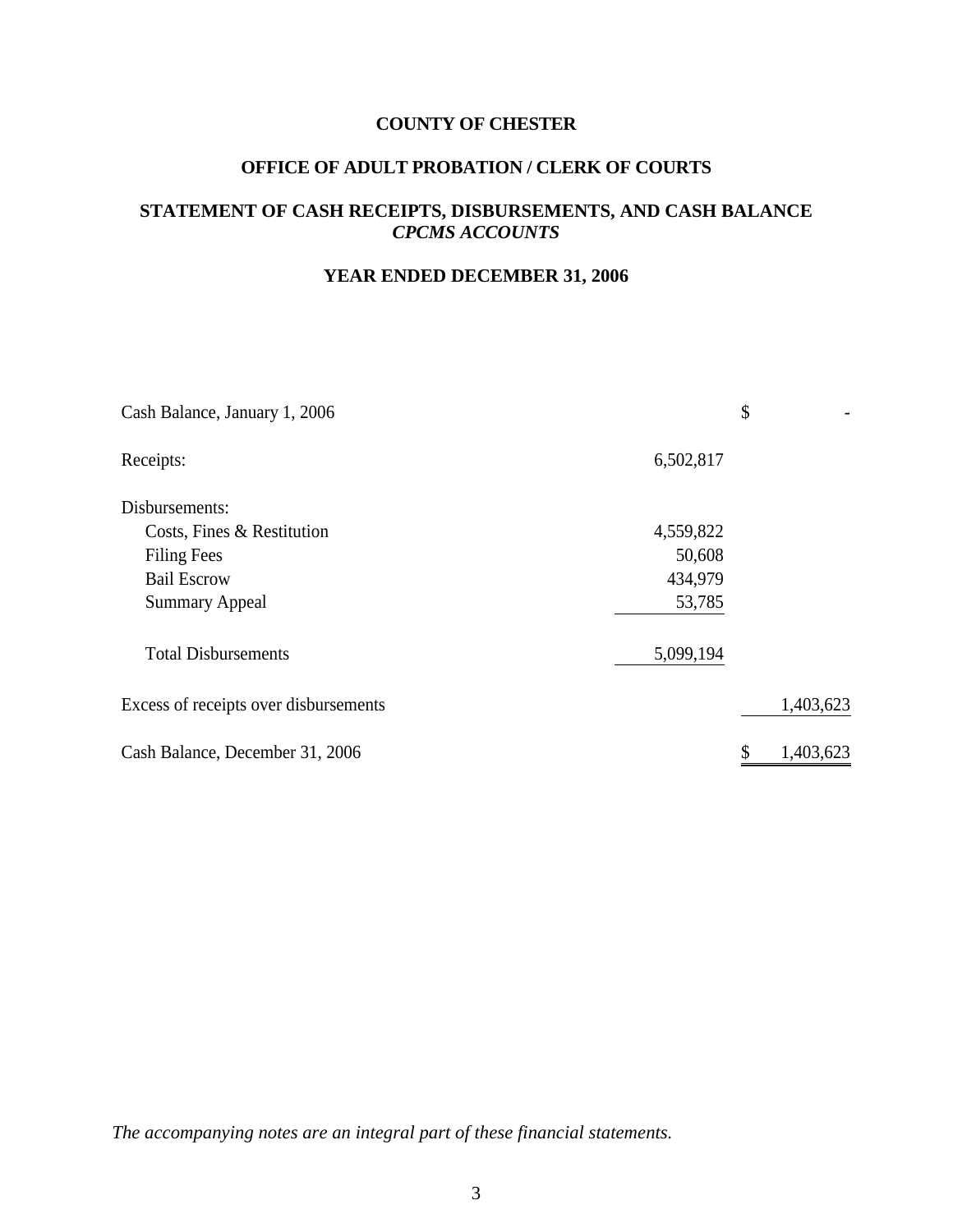# COUNTY OF CHESTER

## OFFICE OF ADULT PROBATION / CLERK OF COURTS

## STATEMENT OF CASH RECEIPTS, DISBURSEMENTS, AND CASH BALANCE
*CPCMS ACCOUNTS*

## YEAR ENDED DECEMBER 31, 2006

| | | |
|---|---|---|
| Cash Balance, January 1, 2006 | | $ - |
| Receipts: | 6,502,817 | |
| Disbursements: | | |
| Costs, Fines & Restitution | 4,559,822 | |
| Filing Fees | 50,608 | |
| Bail Escrow | 434,979 | |
| Summary Appeal | 53,785 | |
| Total Disbursements | 5,099,194 | |
| Excess of receipts over disbursements | | 1,403,623 |
| Cash Balance, December 31, 2006 | | $ 1,403,623 |

*The accompanying notes are an integral part of these financial statements.*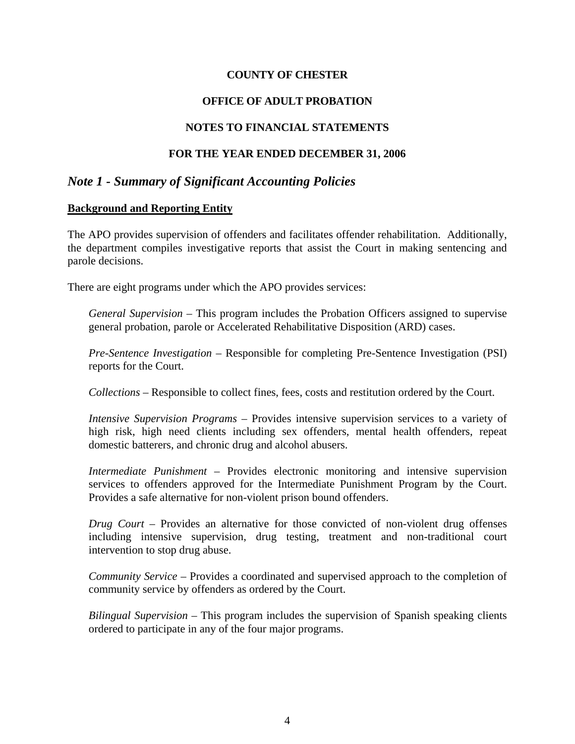**COUNTY OF CHESTER**

**OFFICE OF ADULT PROBATION**

**NOTES TO FINANCIAL STATEMENTS**

**FOR THE YEAR ENDED DECEMBER 31, 2006**

## *Note 1 - Summary of Significant Accounting Policies*

### Background and Reporting Entity

The APO provides supervision of offenders and facilitates offender rehabilitation. Additionally, the department compiles investigative reports that assist the Court in making sentencing and parole decisions.

There are eight programs under which the APO provides services:

*General Supervision* – This program includes the Probation Officers assigned to supervise general probation, parole or Accelerated Rehabilitative Disposition (ARD) cases.

*Pre-Sentence Investigation* – Responsible for completing Pre-Sentence Investigation (PSI) reports for the Court.

*Collections* – Responsible to collect fines, fees, costs and restitution ordered by the Court.

*Intensive Supervision Programs* – Provides intensive supervision services to a variety of high risk, high need clients including sex offenders, mental health offenders, repeat domestic batterers, and chronic drug and alcohol abusers.

*Intermediate Punishment* – Provides electronic monitoring and intensive supervision services to offenders approved for the Intermediate Punishment Program by the Court. Provides a safe alternative for non-violent prison bound offenders.

*Drug Court* – Provides an alternative for those convicted of non-violent drug offenses including intensive supervision, drug testing, treatment and non-traditional court intervention to stop drug abuse.

*Community Service* – Provides a coordinated and supervised approach to the completion of community service by offenders as ordered by the Court.

*Bilingual Supervision* – This program includes the supervision of Spanish speaking clients ordered to participate in any of the four major programs.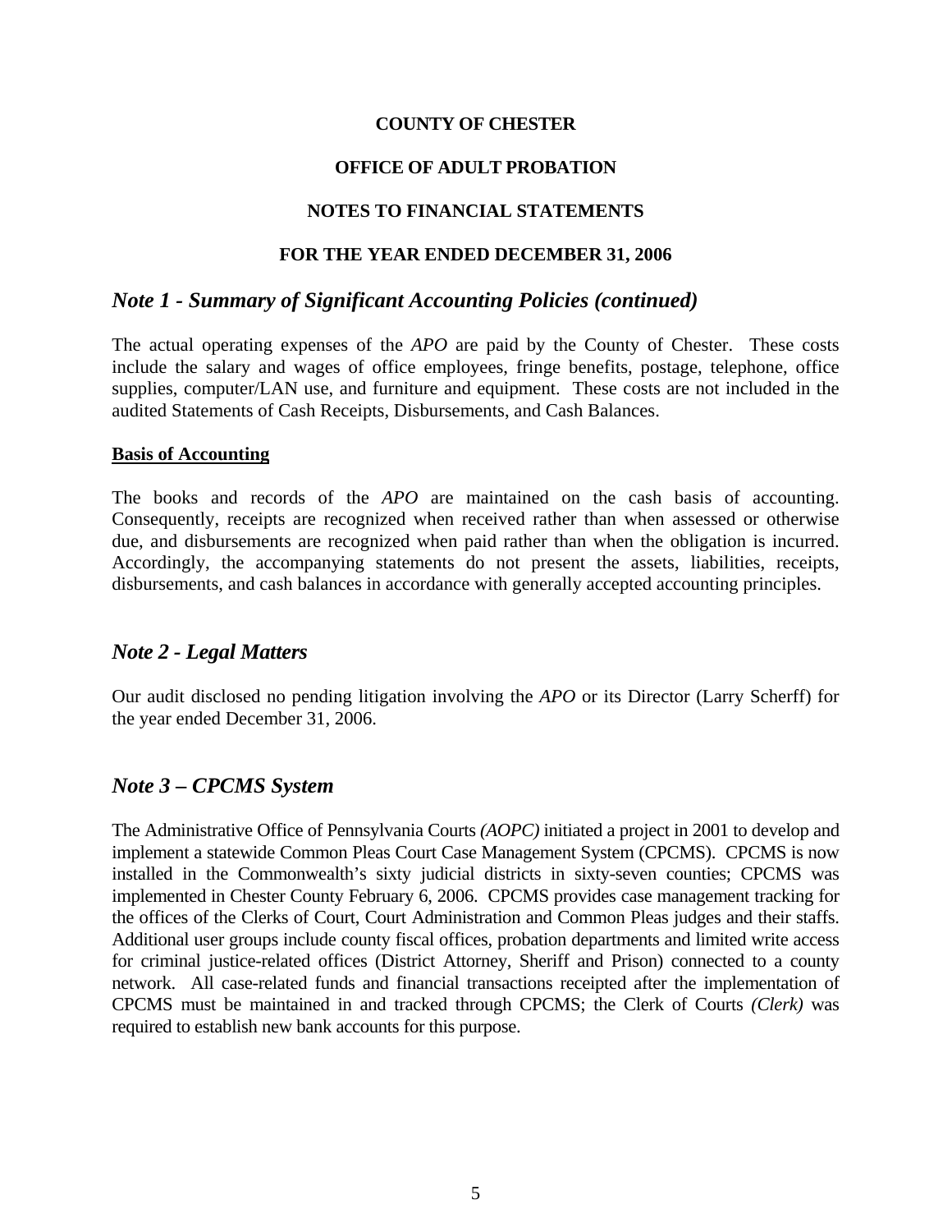**COUNTY OF CHESTER**

**OFFICE OF ADULT PROBATION**

**NOTES TO FINANCIAL STATEMENTS**

**FOR THE YEAR ENDED DECEMBER 31, 2006**

## *Note 1 - Summary of Significant Accounting Policies (continued)*

The actual operating expenses of the *APO* are paid by the County of Chester. These costs include the salary and wages of office employees, fringe benefits, postage, telephone, office supplies, computer/LAN use, and furniture and equipment. These costs are not included in the audited Statements of Cash Receipts, Disbursements, and Cash Balances.

**Basis of Accounting**

The books and records of the *APO* are maintained on the cash basis of accounting. Consequently, receipts are recognized when received rather than when assessed or otherwise due, and disbursements are recognized when paid rather than when the obligation is incurred. Accordingly, the accompanying statements do not present the assets, liabilities, receipts, disbursements, and cash balances in accordance with generally accepted accounting principles.

## *Note 2 - Legal Matters*

Our audit disclosed no pending litigation involving the *APO* or its Director (Larry Scherff) for the year ended December 31, 2006.

## *Note 3 – CPCMS System*

The Administrative Office of Pennsylvania Courts *(AOPC)* initiated a project in 2001 to develop and implement a statewide Common Pleas Court Case Management System (CPCMS). CPCMS is now installed in the Commonwealth's sixty judicial districts in sixty-seven counties; CPCMS was implemented in Chester County February 6, 2006. CPCMS provides case management tracking for the offices of the Clerks of Court, Court Administration and Common Pleas judges and their staffs. Additional user groups include county fiscal offices, probation departments and limited write access for criminal justice-related offices (District Attorney, Sheriff and Prison) connected to a county network. All case-related funds and financial transactions receipted after the implementation of CPCMS must be maintained in and tracked through CPCMS; the Clerk of Courts *(Clerk)* was required to establish new bank accounts for this purpose.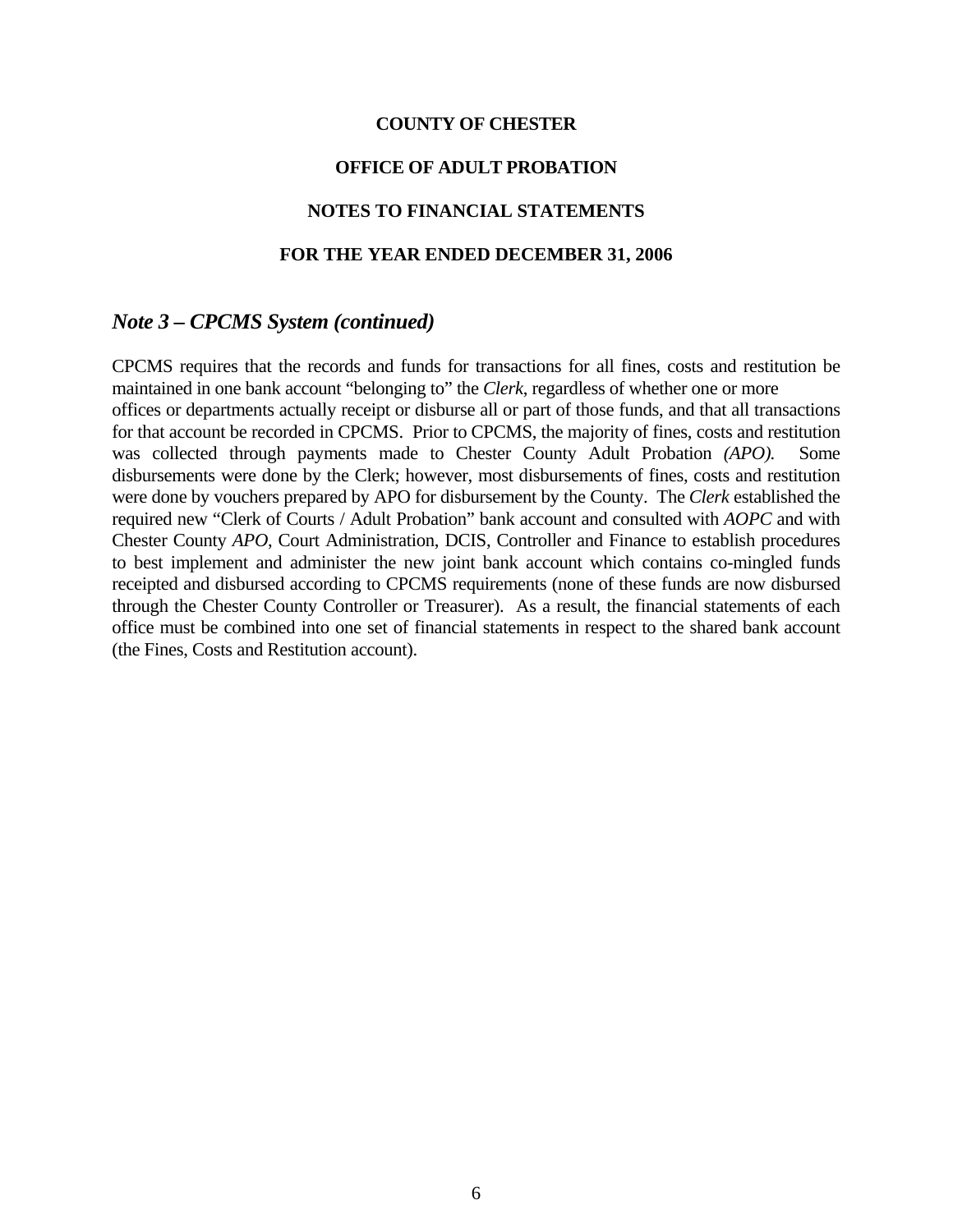**COUNTY OF CHESTER**

**OFFICE OF ADULT PROBATION**

**NOTES TO FINANCIAL STATEMENTS**

**FOR THE YEAR ENDED DECEMBER 31, 2006**

## *Note 3 – CPCMS System (continued)*

CPCMS requires that the records and funds for transactions for all fines, costs and restitution be maintained in one bank account "belonging to" the *Clerk*, regardless of whether one or more offices or departments actually receipt or disburse all or part of those funds, and that all transactions for that account be recorded in CPCMS. Prior to CPCMS, the majority of fines, costs and restitution was collected through payments made to Chester County Adult Probation *(APO).* Some disbursements were done by the Clerk; however, most disbursements of fines, costs and restitution were done by vouchers prepared by APO for disbursement by the County. The *Clerk* established the required new "Clerk of Courts / Adult Probation" bank account and consulted with *AOPC* and with Chester County *APO*, Court Administration, DCIS, Controller and Finance to establish procedures to best implement and administer the new joint bank account which contains co-mingled funds receipted and disbursed according to CPCMS requirements (none of these funds are now disbursed through the Chester County Controller or Treasurer). As a result, the financial statements of each office must be combined into one set of financial statements in respect to the shared bank account (the Fines, Costs and Restitution account).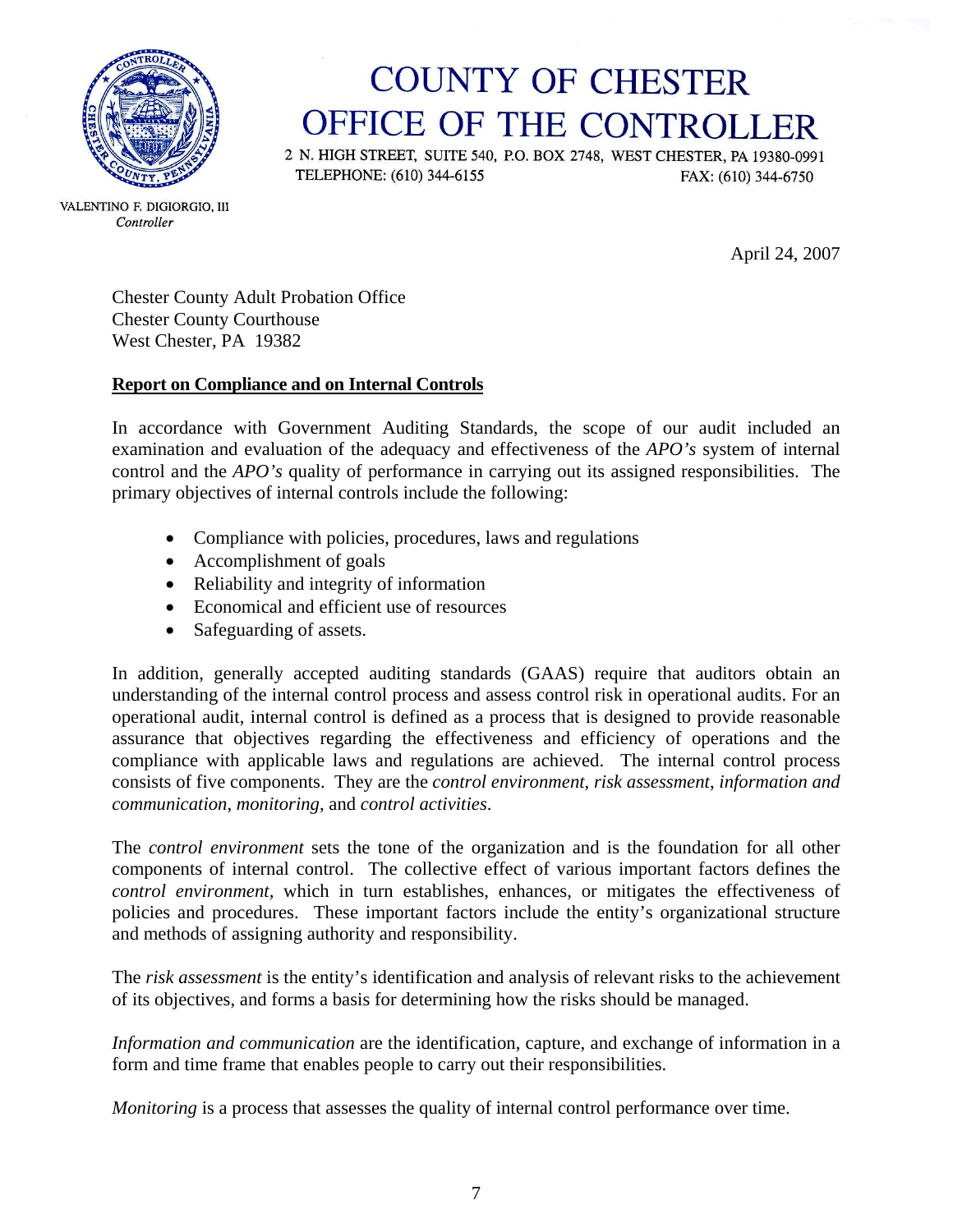# COUNTY OF CHESTER
# OFFICE OF THE CONTROLLER

2 N. HIGH STREET, SUITE 540, P.O. BOX 2748, WEST CHESTER, PA 19380-0991
TELEPHONE: (610) 344-6155 FAX: (610) 344-6750

VALENTINO F. DIGIORGIO, III
*Controller*

April 24, 2007

Chester County Adult Probation Office
Chester County Courthouse
West Chester, PA 19382

**Report on Compliance and on Internal Controls**

In accordance with Government Auditing Standards, the scope of our audit included an examination and evaluation of the adequacy and effectiveness of the *APO's* system of internal control and the *APO's* quality of performance in carrying out its assigned responsibilities. The primary objectives of internal controls include the following:

- Compliance with policies, procedures, laws and regulations
- Accomplishment of goals
- Reliability and integrity of information
- Economical and efficient use of resources
- Safeguarding of assets.

In addition, generally accepted auditing standards (GAAS) require that auditors obtain an understanding of the internal control process and assess control risk in operational audits. For an operational audit, internal control is defined as a process that is designed to provide reasonable assurance that objectives regarding the effectiveness and efficiency of operations and the compliance with applicable laws and regulations are achieved. The internal control process consists of five components. They are the *control environment*, *risk assessment*, *information and communication*, *monitoring,* and *control activities*.

The *control environment* sets the tone of the organization and is the foundation for all other components of internal control. The collective effect of various important factors defines the *control environment,* which in turn establishes, enhances, or mitigates the effectiveness of policies and procedures. These important factors include the entity's organizational structure and methods of assigning authority and responsibility.

The *risk assessment* is the entity's identification and analysis of relevant risks to the achievement of its objectives, and forms a basis for determining how the risks should be managed.

*Information and communication* are the identification, capture, and exchange of information in a form and time frame that enables people to carry out their responsibilities.

*Monitoring* is a process that assesses the quality of internal control performance over time.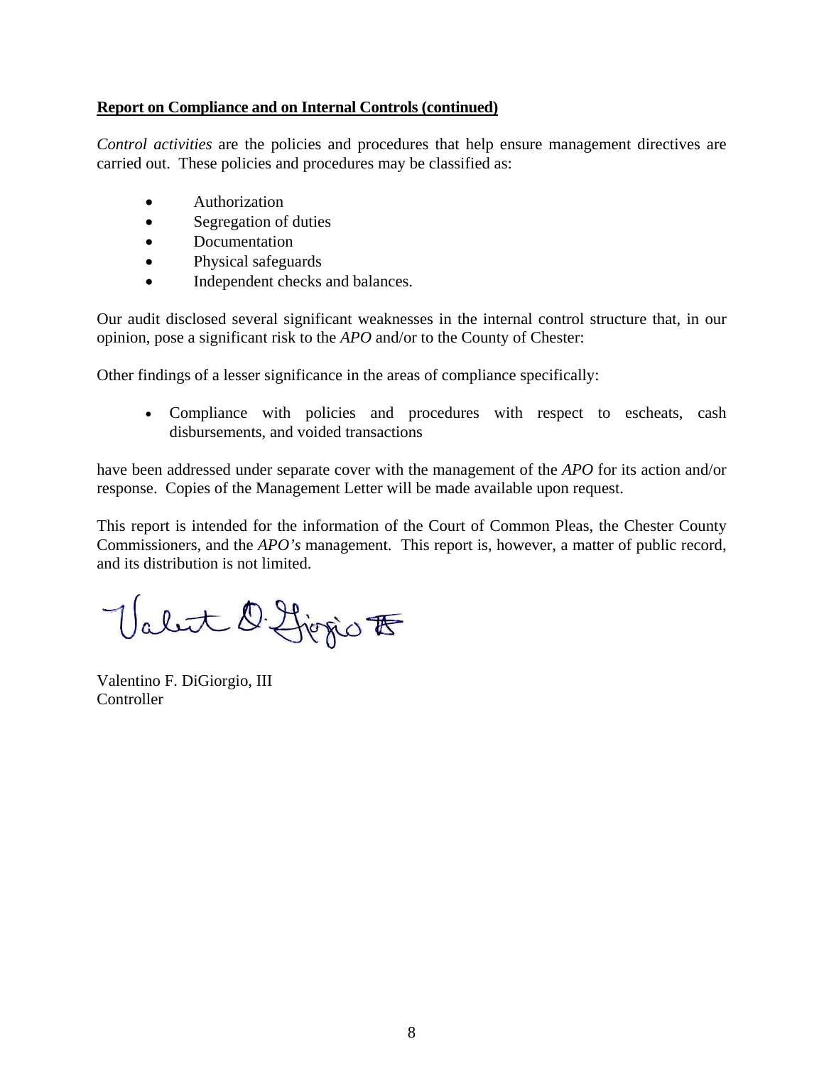**Report on Compliance and on Internal Controls (continued)**

*Control activities* are the policies and procedures that help ensure management directives are carried out. These policies and procedures may be classified as:

- Authorization
- Segregation of duties
- Documentation
- Physical safeguards
- Independent checks and balances.

Our audit disclosed several significant weaknesses in the internal control structure that, in our opinion, pose a significant risk to the *APO* and/or to the County of Chester:

Other findings of a lesser significance in the areas of compliance specifically:

- Compliance with policies and procedures with respect to escheats, cash disbursements, and voided transactions

have been addressed under separate cover with the management of the *APO* for its action and/or response. Copies of the Management Letter will be made available upon request.

This report is intended for the information of the Court of Common Pleas, the Chester County Commissioners, and the *APO's* management. This report is, however, a matter of public record, and its distribution is not limited.

Valentino F. DiGiorgio, III
Controller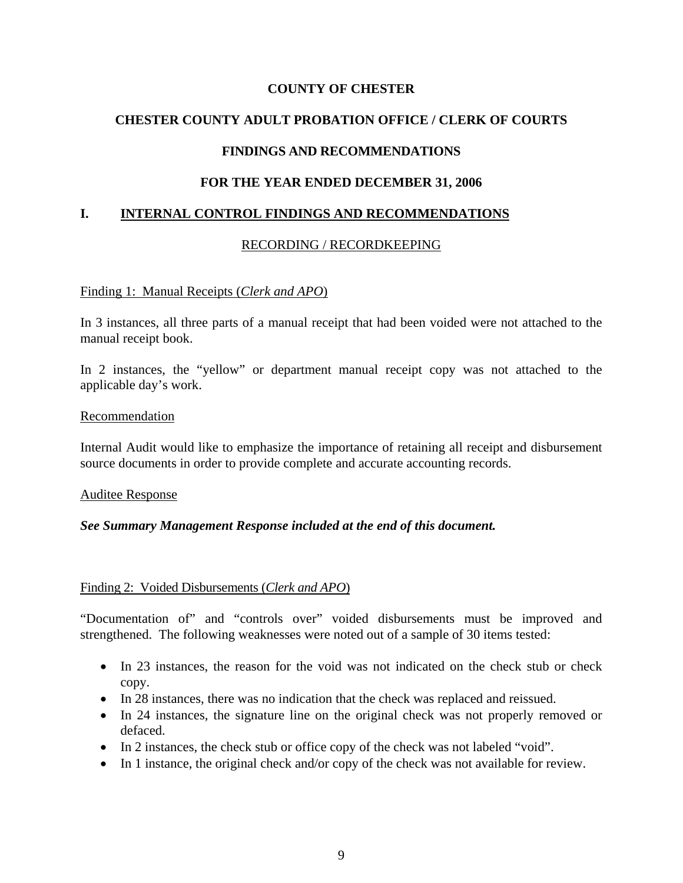**COUNTY OF CHESTER**

**CHESTER COUNTY ADULT PROBATION OFFICE / CLERK OF COURTS**

**FINDINGS AND RECOMMENDATIONS**

**FOR THE YEAR ENDED DECEMBER 31, 2006**

## I. INTERNAL CONTROL FINDINGS AND RECOMMENDATIONS

### RECORDING / RECORDKEEPING

Finding 1: Manual Receipts (*Clerk and APO*)

In 3 instances, all three parts of a manual receipt that had been voided were not attached to the manual receipt book.

In 2 instances, the "yellow" or department manual receipt copy was not attached to the applicable day's work.

Recommendation

Internal Audit would like to emphasize the importance of retaining all receipt and disbursement source documents in order to provide complete and accurate accounting records.

Auditee Response

***See Summary Management Response included at the end of this document.***

Finding 2: Voided Disbursements (*Clerk and APO*)

"Documentation of" and "controls over" voided disbursements must be improved and strengthened. The following weaknesses were noted out of a sample of 30 items tested:

- In 23 instances, the reason for the void was not indicated on the check stub or check copy.
- In 28 instances, there was no indication that the check was replaced and reissued.
- In 24 instances, the signature line on the original check was not properly removed or defaced.
- In 2 instances, the check stub or office copy of the check was not labeled "void".
- In 1 instance, the original check and/or copy of the check was not available for review.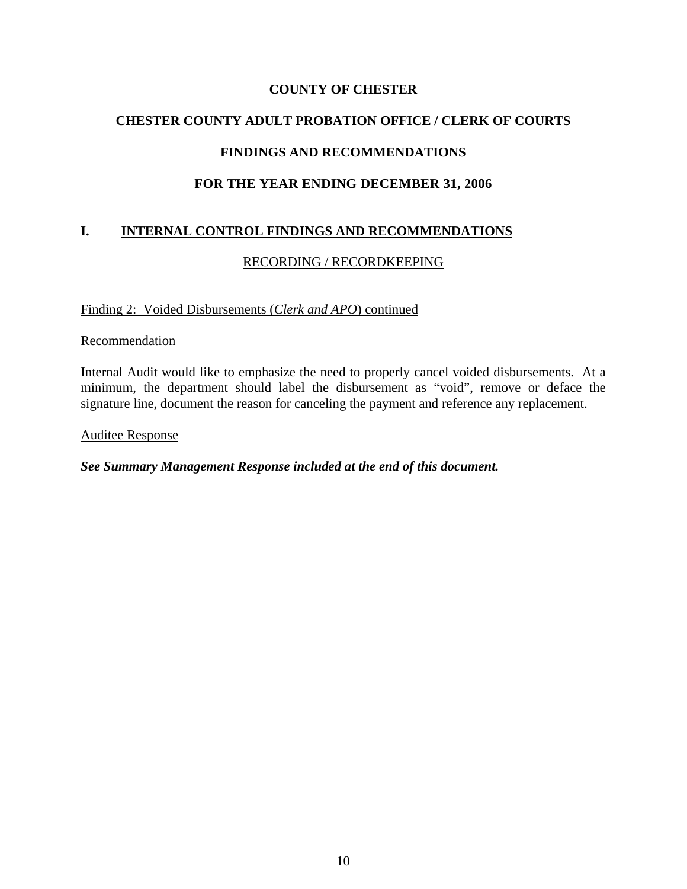**COUNTY OF CHESTER**

**CHESTER COUNTY ADULT PROBATION OFFICE / CLERK OF COURTS**

**FINDINGS AND RECOMMENDATIONS**

**FOR THE YEAR ENDING DECEMBER 31, 2006**

## I. INTERNAL CONTROL FINDINGS AND RECOMMENDATIONS

### RECORDING / RECORDKEEPING

Finding 2: Voided Disbursements (*Clerk and APO*) continued

Recommendation

Internal Audit would like to emphasize the need to properly cancel voided disbursements. At a minimum, the department should label the disbursement as "void", remove or deface the signature line, document the reason for canceling the payment and reference any replacement.

Auditee Response

***See Summary Management Response included at the end of this document.***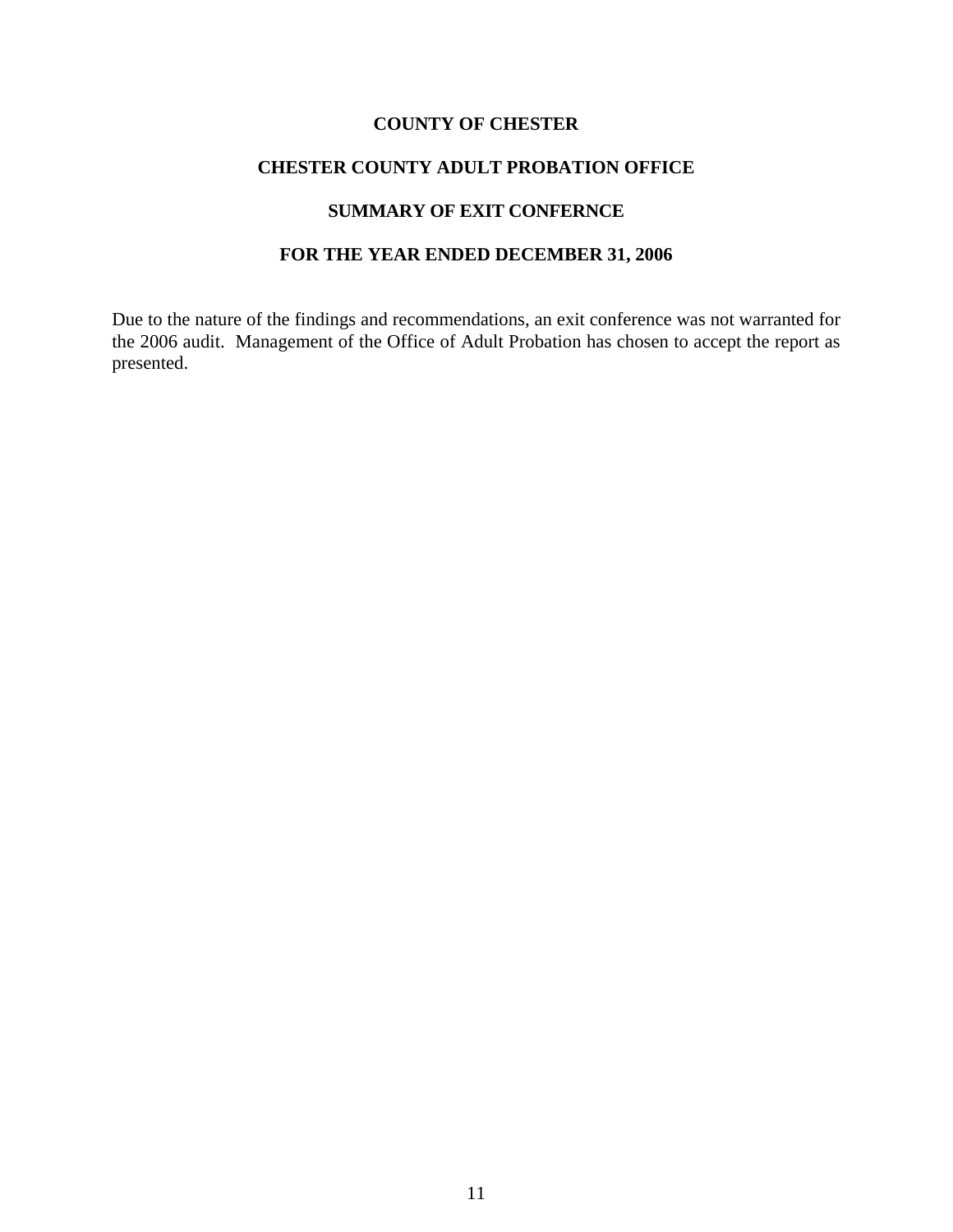**COUNTY OF CHESTER**

**CHESTER COUNTY ADULT PROBATION OFFICE**

**SUMMARY OF EXIT CONFERNCE**

**FOR THE YEAR ENDED DECEMBER 31, 2006**

Due to the nature of the findings and recommendations, an exit conference was not warranted for the 2006 audit. Management of the Office of Adult Probation has chosen to accept the report as presented.